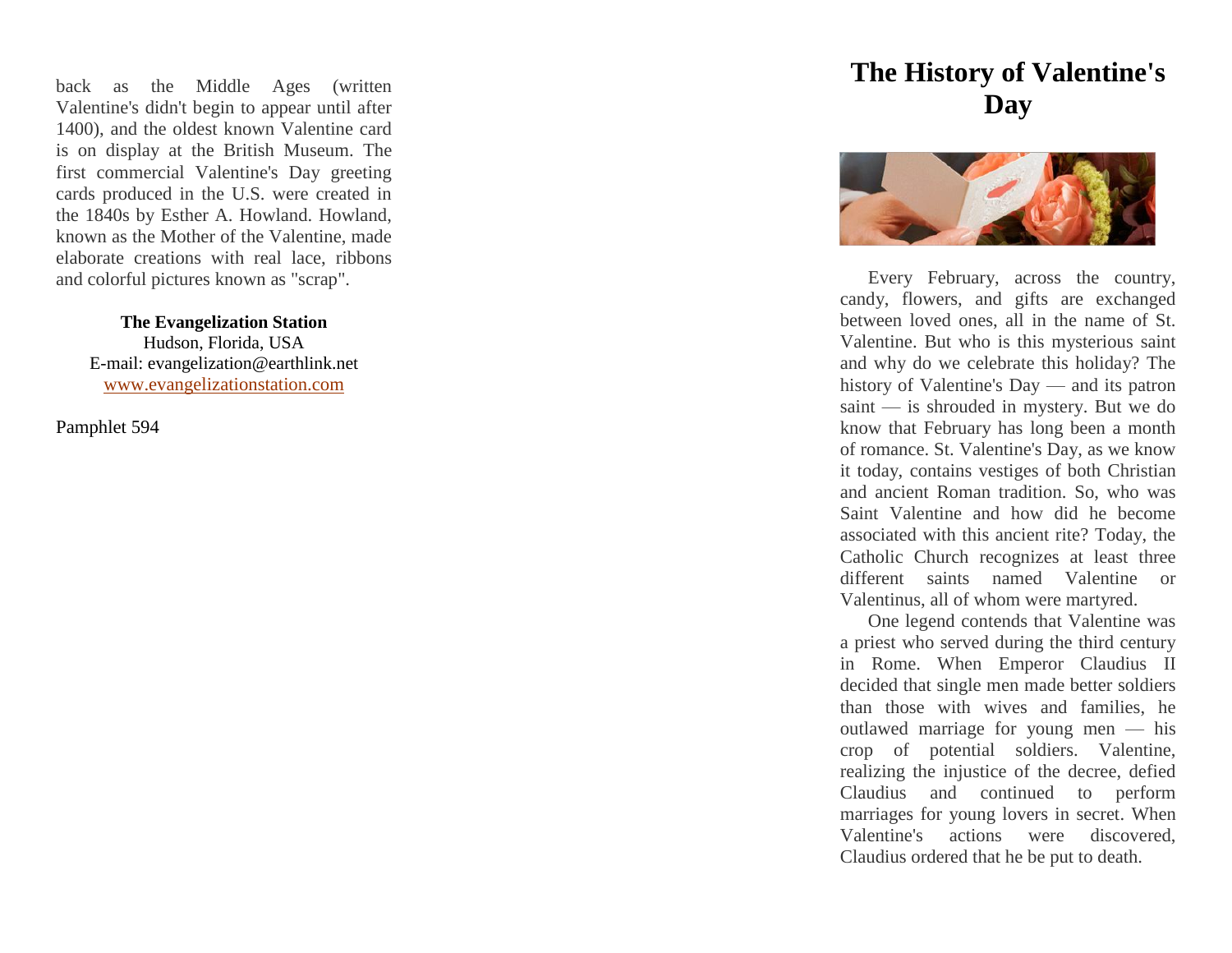back as the Middle Ages (written Valentine's didn't begin to appear until after 1400), and the oldest known Valentine card is on display at the British Museum. The first commercial Valentine's Day greeting cards produced in the U.S. were created in the 1840s by Esther A. Howland. Howland, known as the Mother of the Valentine, made elaborate creations with real lace, ribbons and colorful pictures known as "scrap".

**The Evangelization Station**
Hudson, Florida, USA
E-mail: evangelization@earthlink.net
www.evangelizationstation.com

Pamphlet 594

# The History of Valentine's Day

Every February, across the country, candy, flowers, and gifts are exchanged between loved ones, all in the name of St. Valentine. But who is this mysterious saint and why do we celebrate this holiday? The history of Valentine's Day — and its patron saint — is shrouded in mystery. But we do know that February has long been a month of romance. St. Valentine's Day, as we know it today, contains vestiges of both Christian and ancient Roman tradition. So, who was Saint Valentine and how did he become associated with this ancient rite? Today, the Catholic Church recognizes at least three different saints named Valentine or Valentinus, all of whom were martyred.

One legend contends that Valentine was a priest who served during the third century in Rome. When Emperor Claudius II decided that single men made better soldiers than those with wives and families, he outlawed marriage for young men — his crop of potential soldiers. Valentine, realizing the injustice of the decree, defied Claudius and continued to perform marriages for young lovers in secret. When Valentine's actions were discovered, Claudius ordered that he be put to death.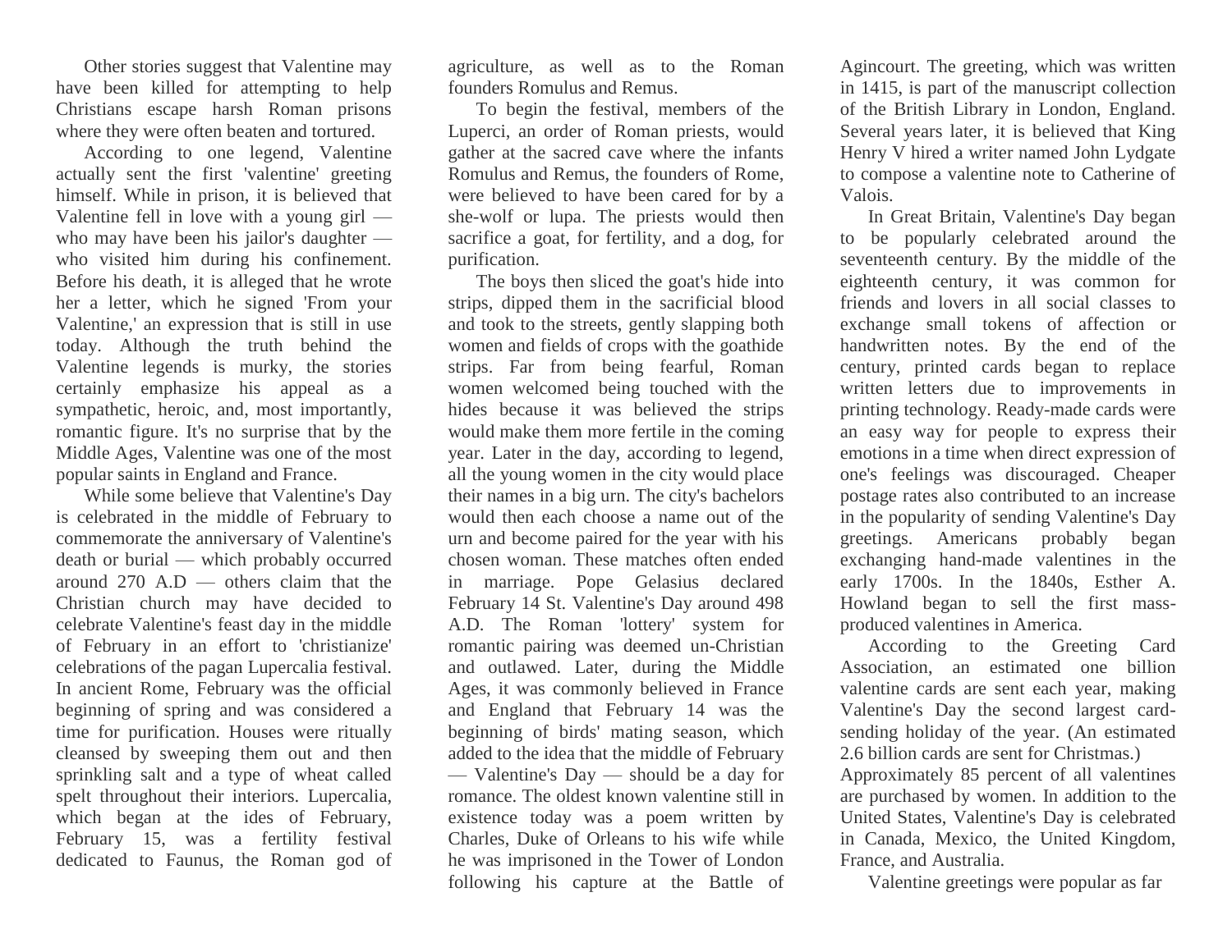Other stories suggest that Valentine may have been killed for attempting to help Christians escape harsh Roman prisons where they were often beaten and tortured.

According to one legend, Valentine actually sent the first 'valentine' greeting himself. While in prison, it is believed that Valentine fell in love with a young girl — who may have been his jailor's daughter — who visited him during his confinement. Before his death, it is alleged that he wrote her a letter, which he signed 'From your Valentine,' an expression that is still in use today. Although the truth behind the Valentine legends is murky, the stories certainly emphasize his appeal as a sympathetic, heroic, and, most importantly, romantic figure. It's no surprise that by the Middle Ages, Valentine was one of the most popular saints in England and France.

While some believe that Valentine's Day is celebrated in the middle of February to commemorate the anniversary of Valentine's death or burial — which probably occurred around 270 A.D — others claim that the Christian church may have decided to celebrate Valentine's feast day in the middle of February in an effort to 'christianize' celebrations of the pagan Lupercalia festival. In ancient Rome, February was the official beginning of spring and was considered a time for purification. Houses were ritually cleansed by sweeping them out and then sprinkling salt and a type of wheat called spelt throughout their interiors. Lupercalia, which began at the ides of February, February 15, was a fertility festival dedicated to Faunus, the Roman god of agriculture, as well as to the Roman founders Romulus and Remus.

To begin the festival, members of the Luperci, an order of Roman priests, would gather at the sacred cave where the infants Romulus and Remus, the founders of Rome, were believed to have been cared for by a she-wolf or lupa. The priests would then sacrifice a goat, for fertility, and a dog, for purification.

The boys then sliced the goat's hide into strips, dipped them in the sacrificial blood and took to the streets, gently slapping both women and fields of crops with the goathide strips. Far from being fearful, Roman women welcomed being touched with the hides because it was believed the strips would make them more fertile in the coming year. Later in the day, according to legend, all the young women in the city would place their names in a big urn. The city's bachelors would then each choose a name out of the urn and become paired for the year with his chosen woman. These matches often ended in marriage. Pope Gelasius declared February 14 St. Valentine's Day around 498 A.D. The Roman 'lottery' system for romantic pairing was deemed un-Christian and outlawed. Later, during the Middle Ages, it was commonly believed in France and England that February 14 was the beginning of birds' mating season, which added to the idea that the middle of February — Valentine's Day — should be a day for romance. The oldest known valentine still in existence today was a poem written by Charles, Duke of Orleans to his wife while he was imprisoned in the Tower of London following his capture at the Battle of Agincourt. The greeting, which was written in 1415, is part of the manuscript collection of the British Library in London, England. Several years later, it is believed that King Henry V hired a writer named John Lydgate to compose a valentine note to Catherine of Valois.

In Great Britain, Valentine's Day began to be popularly celebrated around the seventeenth century. By the middle of the eighteenth century, it was common for friends and lovers in all social classes to exchange small tokens of affection or handwritten notes. By the end of the century, printed cards began to replace written letters due to improvements in printing technology. Ready-made cards were an easy way for people to express their emotions in a time when direct expression of one's feelings was discouraged. Cheaper postage rates also contributed to an increase in the popularity of sending Valentine's Day greetings. Americans probably began exchanging hand-made valentines in the early 1700s. In the 1840s, Esther A. Howland began to sell the first mass-produced valentines in America.

According to the Greeting Card Association, an estimated one billion valentine cards are sent each year, making Valentine's Day the second largest card-sending holiday of the year. (An estimated 2.6 billion cards are sent for Christmas.) Approximately 85 percent of all valentines are purchased by women. In addition to the United States, Valentine's Day is celebrated in Canada, Mexico, the United Kingdom, France, and Australia.

Valentine greetings were popular as far